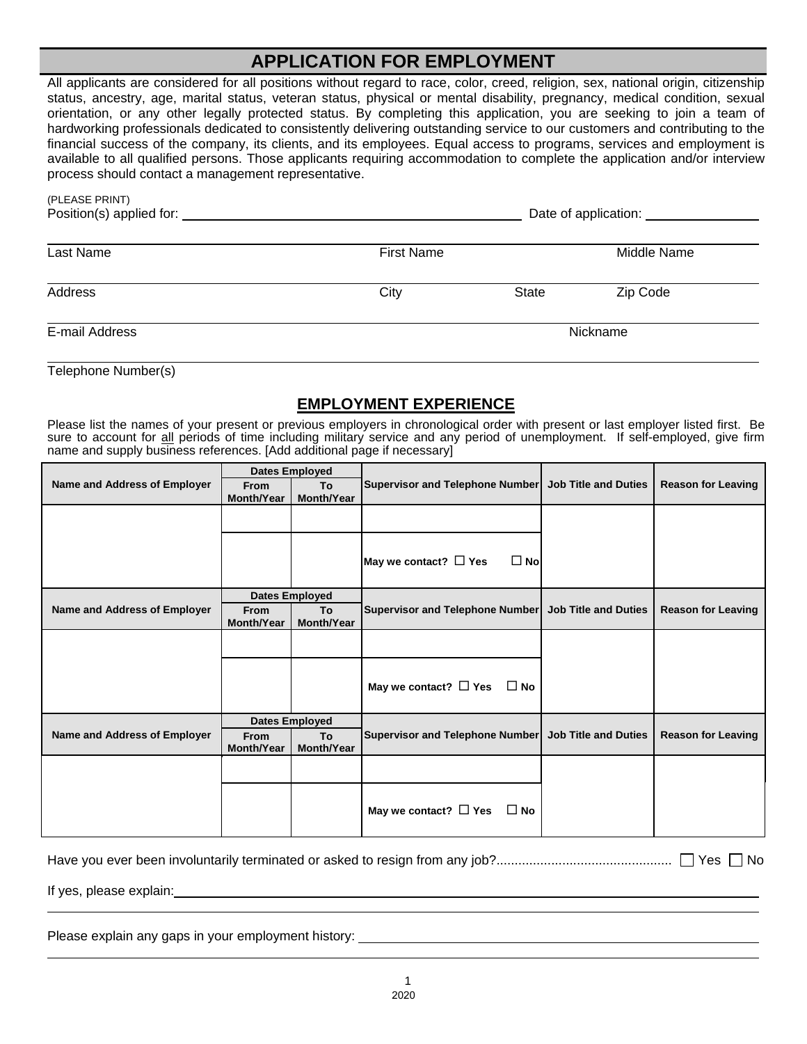# APPLICATION FOR EMPLOYMENT

All applicants are considered for all positions without regard to race, color, creed, religion, sex, national origin, citizenship status, ancestry, age, marital status, veteran status, physical or mental disability, pregnancy, medical condition, sexual orientation, or any other legally protected status. By completing this application, you are seeking to join a team of hardworking professionals dedicated to consistently delivering outstanding service to our customers and contributing to the financial success of the company, its clients, and its employees. Equal access to programs, services and employment is available to all qualified persons. Those applicants requiring accommodation to complete the application and/or interview process should contact a management representative.

(PLEASE PRINT)

Position(s) applied for: ______________________________ Date of application: ______________

______________________________________________________________

Last Name First Name Middle Name

______________________________________________________________

Address City State Zip Code

______________________________________________________________

E-mail Address Nickname

______________________________________________________________

Telephone Number(s)

## EMPLOYMENT EXPERIENCE

Please list the names of your present or previous employers in chronological order with present or last employer listed first. Be sure to account for all periods of time including military service and any period of unemployment. If self-employed, give firm name and supply business references. [Add additional page if necessary]

| Name and Address of Employer | Dates Employed | | Supervisor and Telephone Number | Job Title and Duties | Reason for Leaving |
|---|---|---|---|---|---|
| | From Month/Year | To Month/Year | | | |
| | | | | | |
| | | | May we contact? ☐ Yes ☐ No | | |

| Name and Address of Employer | Dates Employed | | Supervisor and Telephone Number | Job Title and Duties | Reason for Leaving |
|---|---|---|---|---|---|
| | From Month/Year | To Month/Year | | | |
| | | | | | |
| | | | May we contact? ☐ Yes ☐ No | | |

| Name and Address of Employer | Dates Employed | | Supervisor and Telephone Number | Job Title and Duties | Reason for Leaving |
|---|---|---|---|---|---|
| | From Month/Year | To Month/Year | | | |
| | | | | | |
| | | | May we contact? ☐ Yes ☐ No | | |

Have you ever been involuntarily terminated or asked to resign from any job?............................................... ☐ Yes ☐ No

If yes, please explain: ______________________________________________________________

______________________________________________________________

Please explain any gaps in your employment history: ______________________________________

______________________________________________________________

2020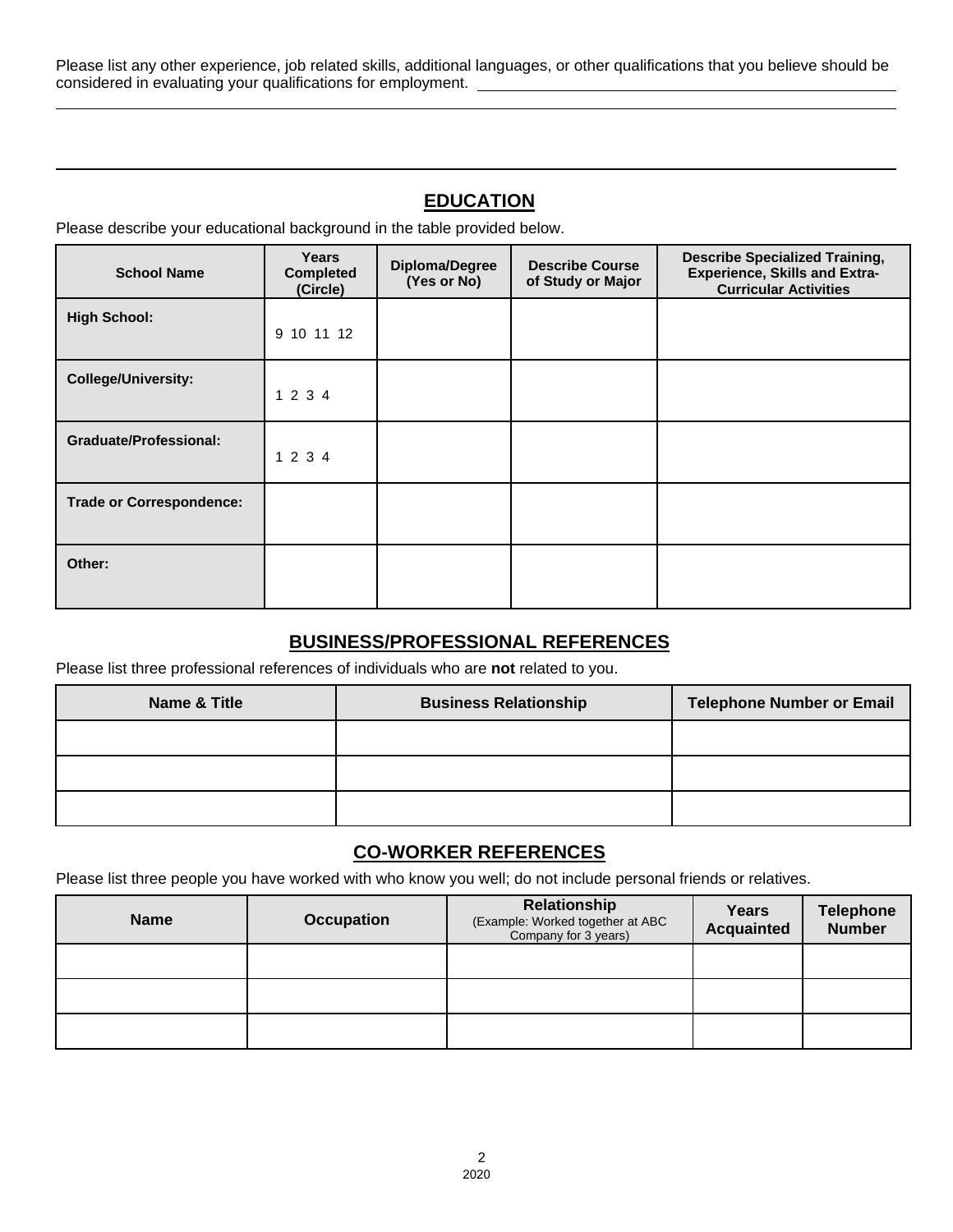Please list any other experience, job related skills, additional languages, or other qualifications that you believe should be considered in evaluating your qualifications for employment. ______________________________

______________________________________________________________________________

______________________________________________________________________________

## EDUCATION

Please describe your educational background in the table provided below.

| School Name | Years Completed (Circle) | Diploma/Degree (Yes or No) | Describe Course of Study or Major | Describe Specialized Training, Experience, Skills and Extra-Curricular Activities |
|---|---|---|---|---|
| **High School:** | 9 10 11 12 | | | |
| **College/University:** | 1 2 3 4 | | | |
| **Graduate/Professional:** | 1 2 3 4 | | | |
| **Trade or Correspondence:** | | | | |
| **Other:** | | | | |

## BUSINESS/PROFESSIONAL REFERENCES

Please list three professional references of individuals who are **not** related to you.

| Name & Title | Business Relationship | Telephone Number or Email |
|---|---|---|
| | | |
| | | |
| | | |

## CO-WORKER REFERENCES

Please list three people you have worked with who know you well; do not include personal friends or relatives.

| Name | Occupation | Relationship (Example: Worked together at ABC Company for 3 years) | Years Acquainted | Telephone Number |
|---|---|---|---|---|
| | | | | |
| | | | | |
| | | | | |

2020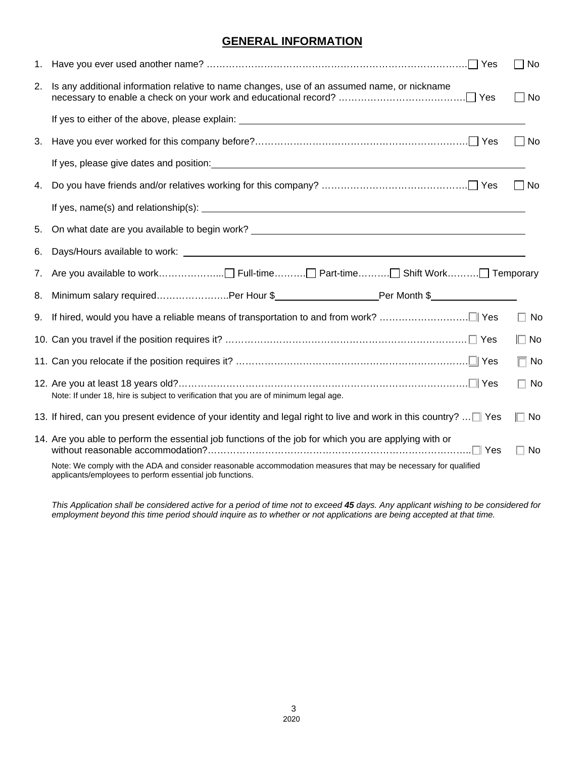# GENERAL INFORMATION

1. Have you ever used another name? ………………………………………………………………………… ☐ Yes ☐ No

2. Is any additional information relative to name changes, use of an assumed name, or nickname necessary to enable a check on your work and educational record? ………………………………… ☐ Yes ☐ No

   If yes to either of the above, please explain: ______________________________

3. Have you ever worked for this company before?………………………………………………………… ☐ Yes ☐ No

   If yes, please give dates and position: ______________________________

4. Do you have friends and/or relatives working for this company? ……………………………………… ☐ Yes ☐ No

   If yes, name(s) and relationship(s): ______________________________

5. On what date are you available to begin work? ______________________________

6. Days/Hours available to work: ______________________________

7. Are you available to work………………... ☐ Full-time………. ☐ Part-time………. ☐ Shift Work………. ☐ Temporary

8. Minimum salary required…………………..Per Hour $__________________ Per Month $________________

9. If hired, would you have a reliable means of transportation to and from work? ……………………… ☐ Yes ☐ No

10. Can you travel if the position requires it? ……………………………………………………………… ☐ Yes ☐ No

11. Can you relocate if the position requires it? …………………………………………………………… ☐ Yes ☐ No

12. Are you at least 18 years old?…………………………………………………………………………… ☐ Yes ☐ No

    Note: If under 18, hire is subject to verification that you are of minimum legal age.

13. If hired, can you present evidence of your identity and legal right to live and work in this country? … ☐ Yes ☐ No

14. Are you able to perform the essential job functions of the job for which you are applying with or without reasonable accommodation?……………………………………………………………………… ☐ Yes ☐ No

    Note: We comply with the ADA and consider reasonable accommodation measures that may be necessary for qualified applicants/employees to perform essential job functions.

*This Application shall be considered active for a period of time not to exceed **45** days. Any applicant wishing to be considered for employment beyond this time period should inquire as to whether or not applications are being accepted at that time.*

2020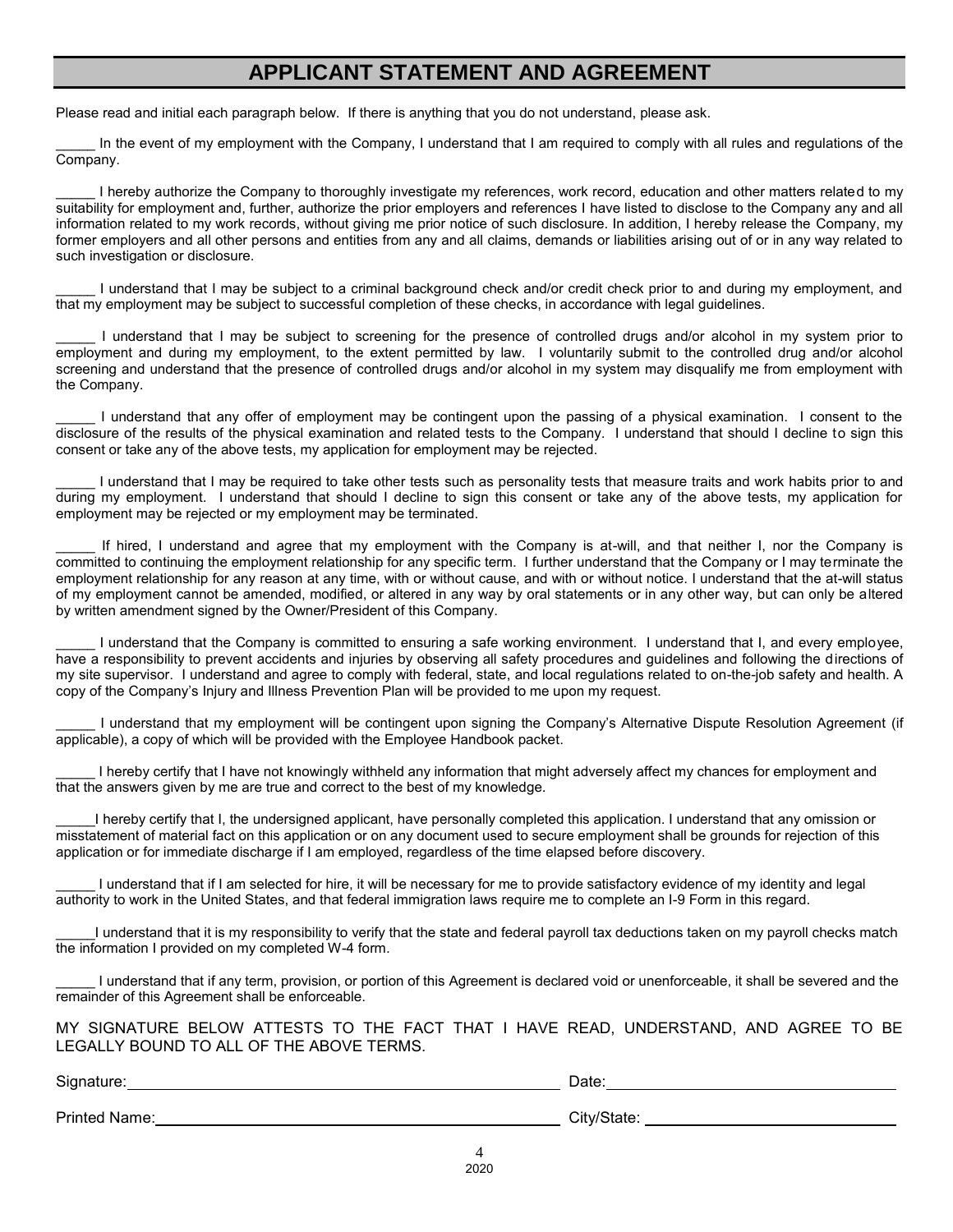# APPLICANT STATEMENT AND AGREEMENT

Please read and initial each paragraph below. If there is anything that you do not understand, please ask.

_____ In the event of my employment with the Company, I understand that I am required to comply with all rules and regulations of the Company.

_____ I hereby authorize the Company to thoroughly investigate my references, work record, education and other matters related to my suitability for employment and, further, authorize the prior employers and references I have listed to disclose to the Company any and all information related to my work records, without giving me prior notice of such disclosure. In addition, I hereby release the Company, my former employers and all other persons and entities from any and all claims, demands or liabilities arising out of or in any way related to such investigation or disclosure.

_____ I understand that I may be subject to a criminal background check and/or credit check prior to and during my employment, and that my employment may be subject to successful completion of these checks, in accordance with legal guidelines.

_____ I understand that I may be subject to screening for the presence of controlled drugs and/or alcohol in my system prior to employment and during my employment, to the extent permitted by law. I voluntarily submit to the controlled drug and/or alcohol screening and understand that the presence of controlled drugs and/or alcohol in my system may disqualify me from employment with the Company.

_____ I understand that any offer of employment may be contingent upon the passing of a physical examination. I consent to the disclosure of the results of the physical examination and related tests to the Company. I understand that should I decline to sign this consent or take any of the above tests, my application for employment may be rejected.

_____ I understand that I may be required to take other tests such as personality tests that measure traits and work habits prior to and during my employment. I understand that should I decline to sign this consent or take any of the above tests, my application for employment may be rejected or my employment may be terminated.

_____ If hired, I understand and agree that my employment with the Company is at-will, and that neither I, nor the Company is committed to continuing the employment relationship for any specific term. I further understand that the Company or I may terminate the employment relationship for any reason at any time, with or without cause, and with or without notice. I understand that the at-will status of my employment cannot be amended, modified, or altered in any way by oral statements or in any other way, but can only be altered by written amendment signed by the Owner/President of this Company.

_____ I understand that the Company is committed to ensuring a safe working environment. I understand that I, and every employee, have a responsibility to prevent accidents and injuries by observing all safety procedures and guidelines and following the directions of my site supervisor. I understand and agree to comply with federal, state, and local regulations related to on-the-job safety and health. A copy of the Company's Injury and Illness Prevention Plan will be provided to me upon my request.

_____ I understand that my employment will be contingent upon signing the Company's Alternative Dispute Resolution Agreement (if applicable), a copy of which will be provided with the Employee Handbook packet.

_____ I hereby certify that I have not knowingly withheld any information that might adversely affect my chances for employment and that the answers given by me are true and correct to the best of my knowledge.

_____I hereby certify that I, the undersigned applicant, have personally completed this application. I understand that any omission or misstatement of material fact on this application or on any document used to secure employment shall be grounds for rejection of this application or for immediate discharge if I am employed, regardless of the time elapsed before discovery.

_____ I understand that if I am selected for hire, it will be necessary for me to provide satisfactory evidence of my identity and legal authority to work in the United States, and that federal immigration laws require me to complete an I-9 Form in this regard.

_____I understand that it is my responsibility to verify that the state and federal payroll tax deductions taken on my payroll checks match the information I provided on my completed W-4 form.

_____ I understand that if any term, provision, or portion of this Agreement is declared void or unenforceable, it shall be severed and the remainder of this Agreement shall be enforceable.

MY SIGNATURE BELOW ATTESTS TO THE FACT THAT I HAVE READ, UNDERSTAND, AND AGREE TO BE LEGALLY BOUND TO ALL OF THE ABOVE TERMS.

Signature:_______________________________ Date:_______________________

Printed Name:____________________________ City/State: ___________________

2020